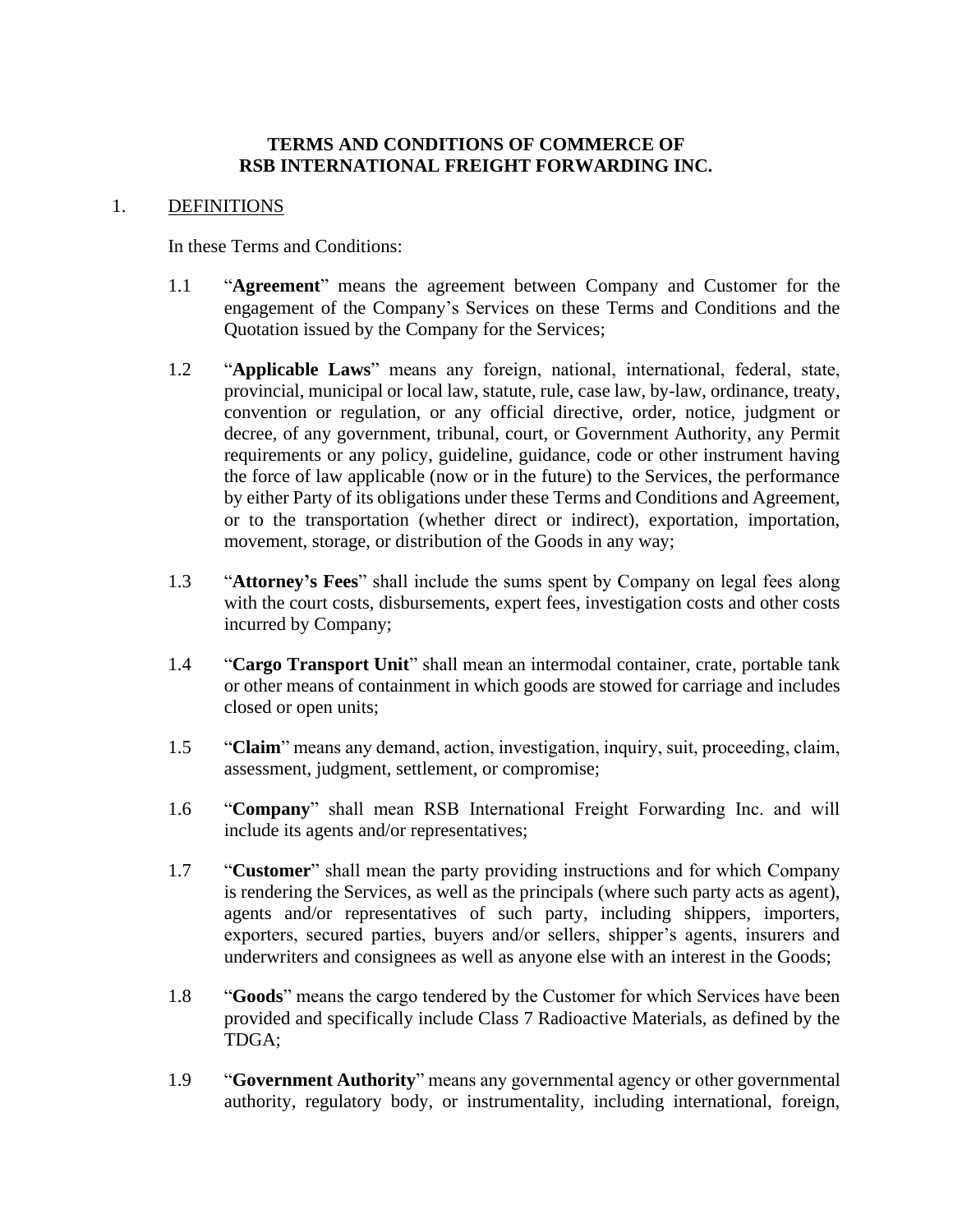# TERMS AND CONDITIONS OF COMMERCE OF RSB INTERNATIONAL FREIGHT FORWARDING INC.

1. DEFINITIONS

In these Terms and Conditions:

1.1 "**Agreement**" means the agreement between Company and Customer for the engagement of the Company's Services on these Terms and Conditions and the Quotation issued by the Company for the Services;

1.2 "**Applicable Laws**" means any foreign, national, international, federal, state, provincial, municipal or local law, statute, rule, case law, by-law, ordinance, treaty, convention or regulation, or any official directive, order, notice, judgment or decree, of any government, tribunal, court, or Government Authority, any Permit requirements or any policy, guideline, guidance, code or other instrument having the force of law applicable (now or in the future) to the Services, the performance by either Party of its obligations under these Terms and Conditions and Agreement, or to the transportation (whether direct or indirect), exportation, importation, movement, storage, or distribution of the Goods in any way;

1.3 "**Attorney's Fees**" shall include the sums spent by Company on legal fees along with the court costs, disbursements, expert fees, investigation costs and other costs incurred by Company;

1.4 "**Cargo Transport Unit**" shall mean an intermodal container, crate, portable tank or other means of containment in which goods are stowed for carriage and includes closed or open units;

1.5 "**Claim**" means any demand, action, investigation, inquiry, suit, proceeding, claim, assessment, judgment, settlement, or compromise;

1.6 "**Company**" shall mean RSB International Freight Forwarding Inc. and will include its agents and/or representatives;

1.7 "**Customer**" shall mean the party providing instructions and for which Company is rendering the Services, as well as the principals (where such party acts as agent), agents and/or representatives of such party, including shippers, importers, exporters, secured parties, buyers and/or sellers, shipper's agents, insurers and underwriters and consignees as well as anyone else with an interest in the Goods;

1.8 "**Goods**" means the cargo tendered by the Customer for which Services have been provided and specifically include Class 7 Radioactive Materials, as defined by the TDGA;

1.9 "**Government Authority**" means any governmental agency or other governmental authority, regulatory body, or instrumentality, including international, foreign,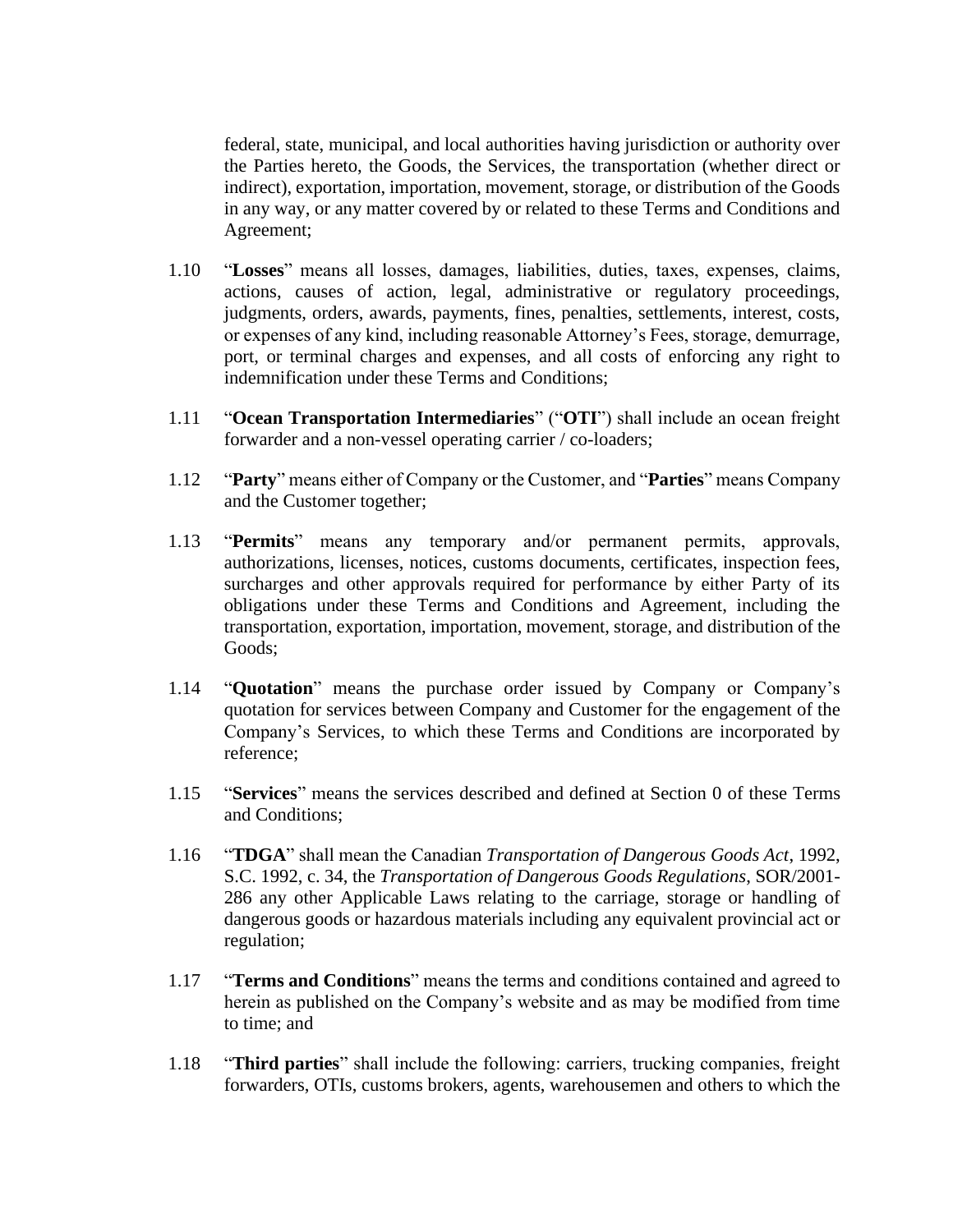federal, state, municipal, and local authorities having jurisdiction or authority over the Parties hereto, the Goods, the Services, the transportation (whether direct or indirect), exportation, importation, movement, storage, or distribution of the Goods in any way, or any matter covered by or related to these Terms and Conditions and Agreement;

1.10 "**Losses**" means all losses, damages, liabilities, duties, taxes, expenses, claims, actions, causes of action, legal, administrative or regulatory proceedings, judgments, orders, awards, payments, fines, penalties, settlements, interest, costs, or expenses of any kind, including reasonable Attorney's Fees, storage, demurrage, port, or terminal charges and expenses, and all costs of enforcing any right to indemnification under these Terms and Conditions;

1.11 "**Ocean Transportation Intermediaries**" ("**OTI**") shall include an ocean freight forwarder and a non-vessel operating carrier / co-loaders;

1.12 "**Party**" means either of Company or the Customer, and "**Parties**" means Company and the Customer together;

1.13 "**Permits**" means any temporary and/or permanent permits, approvals, authorizations, licenses, notices, customs documents, certificates, inspection fees, surcharges and other approvals required for performance by either Party of its obligations under these Terms and Conditions and Agreement, including the transportation, exportation, importation, movement, storage, and distribution of the Goods;

1.14 "**Quotation**" means the purchase order issued by Company or Company's quotation for services between Company and Customer for the engagement of the Company's Services, to which these Terms and Conditions are incorporated by reference;

1.15 "**Services**" means the services described and defined at Section 0 of these Terms and Conditions;

1.16 "**TDGA**" shall mean the Canadian *Transportation of Dangerous Goods Act*, 1992, S.C. 1992, c. 34, the *Transportation of Dangerous Goods Regulations*, SOR/2001-286 any other Applicable Laws relating to the carriage, storage or handling of dangerous goods or hazardous materials including any equivalent provincial act or regulation;

1.17 "**Terms and Conditions**" means the terms and conditions contained and agreed to herein as published on the Company's website and as may be modified from time to time; and

1.18 "**Third parties**" shall include the following: carriers, trucking companies, freight forwarders, OTIs, customs brokers, agents, warehousemen and others to which the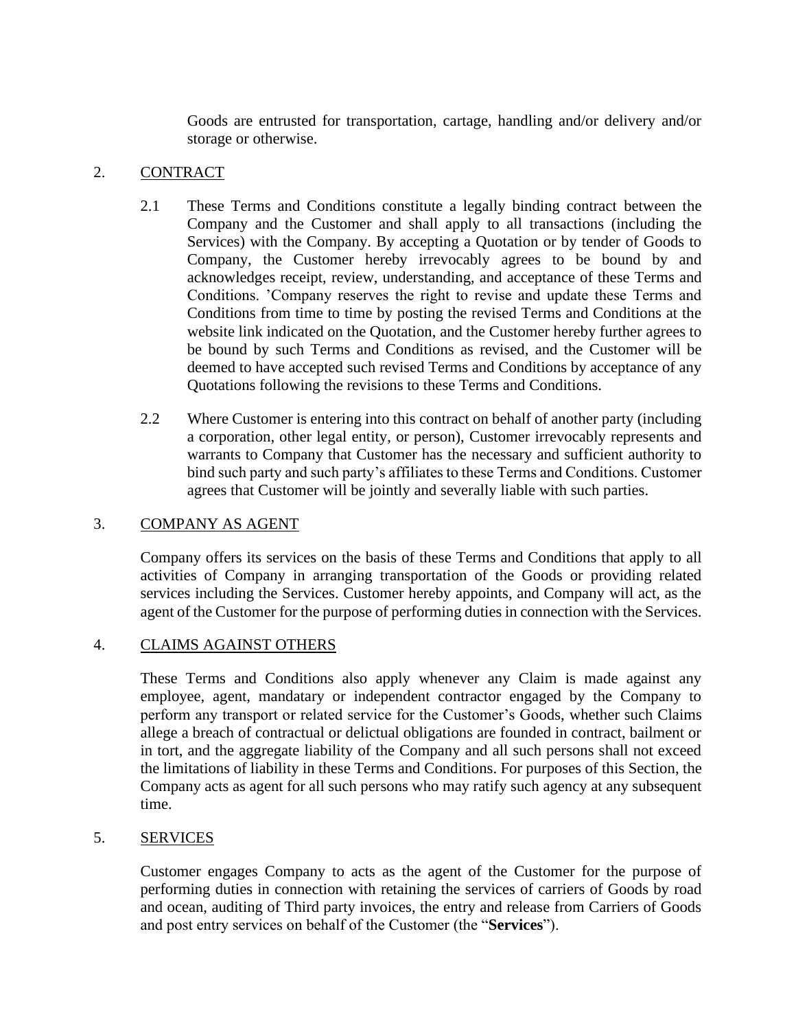Goods are entrusted for transportation, cartage, handling and/or delivery and/or storage or otherwise.

## 2. CONTRACT

2.1 These Terms and Conditions constitute a legally binding contract between the Company and the Customer and shall apply to all transactions (including the Services) with the Company. By accepting a Quotation or by tender of Goods to Company, the Customer hereby irrevocably agrees to be bound by and acknowledges receipt, review, understanding, and acceptance of these Terms and Conditions. 'Company reserves the right to revise and update these Terms and Conditions from time to time by posting the revised Terms and Conditions at the website link indicated on the Quotation, and the Customer hereby further agrees to be bound by such Terms and Conditions as revised, and the Customer will be deemed to have accepted such revised Terms and Conditions by acceptance of any Quotations following the revisions to these Terms and Conditions.

2.2 Where Customer is entering into this contract on behalf of another party (including a corporation, other legal entity, or person), Customer irrevocably represents and warrants to Company that Customer has the necessary and sufficient authority to bind such party and such party's affiliates to these Terms and Conditions. Customer agrees that Customer will be jointly and severally liable with such parties.

## 3. COMPANY AS AGENT

Company offers its services on the basis of these Terms and Conditions that apply to all activities of Company in arranging transportation of the Goods or providing related services including the Services. Customer hereby appoints, and Company will act, as the agent of the Customer for the purpose of performing duties in connection with the Services.

## 4. CLAIMS AGAINST OTHERS

These Terms and Conditions also apply whenever any Claim is made against any employee, agent, mandatary or independent contractor engaged by the Company to perform any transport or related service for the Customer's Goods, whether such Claims allege a breach of contractual or delictual obligations are founded in contract, bailment or in tort, and the aggregate liability of the Company and all such persons shall not exceed the limitations of liability in these Terms and Conditions. For purposes of this Section, the Company acts as agent for all such persons who may ratify such agency at any subsequent time.

## 5. SERVICES

Customer engages Company to acts as the agent of the Customer for the purpose of performing duties in connection with retaining the services of carriers of Goods by road and ocean, auditing of Third party invoices, the entry and release from Carriers of Goods and post entry services on behalf of the Customer (the "**Services**").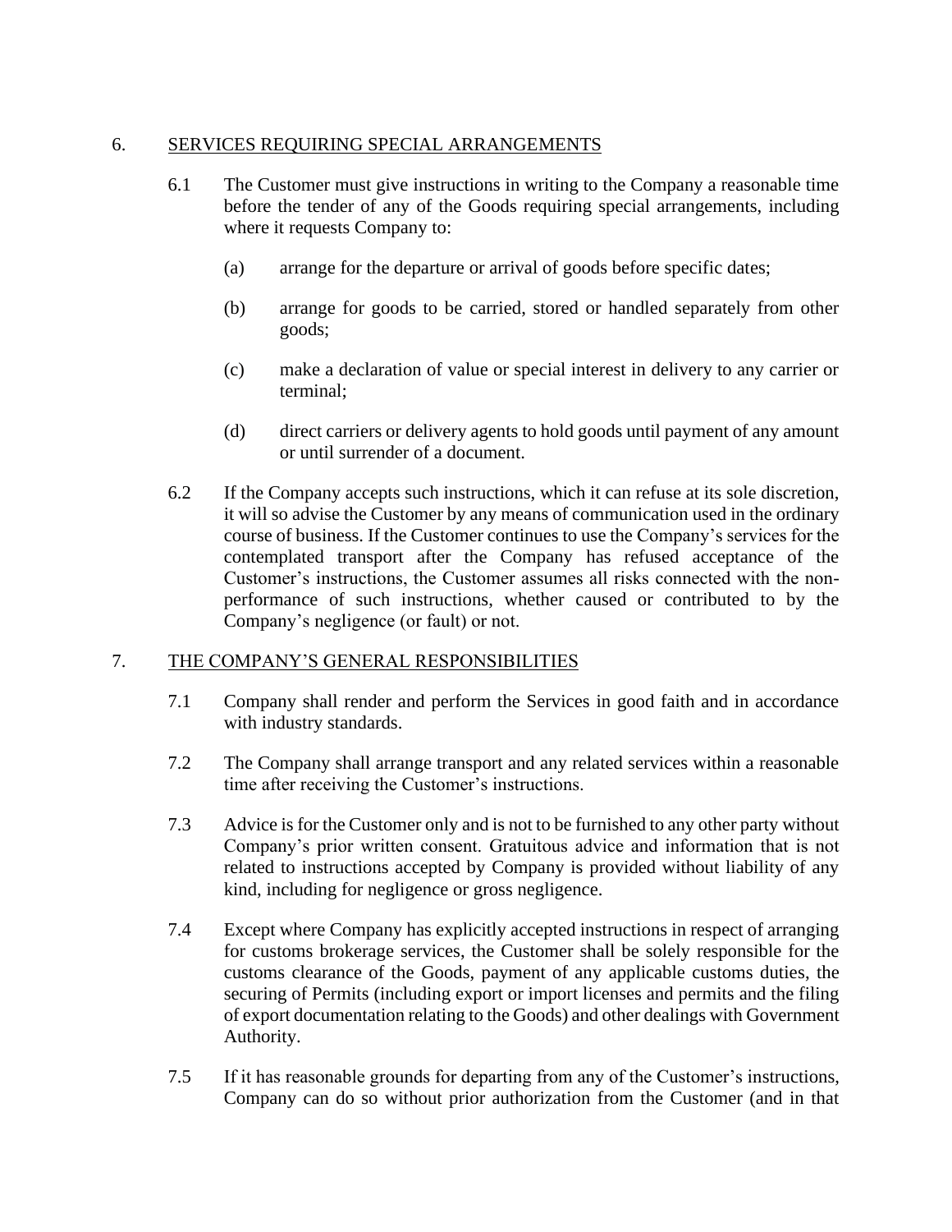## 6. SERVICES REQUIRING SPECIAL ARRANGEMENTS

6.1 The Customer must give instructions in writing to the Company a reasonable time before the tender of any of the Goods requiring special arrangements, including where it requests Company to:

(a) arrange for the departure or arrival of goods before specific dates;

(b) arrange for goods to be carried, stored or handled separately from other goods;

(c) make a declaration of value or special interest in delivery to any carrier or terminal;

(d) direct carriers or delivery agents to hold goods until payment of any amount or until surrender of a document.

6.2 If the Company accepts such instructions, which it can refuse at its sole discretion, it will so advise the Customer by any means of communication used in the ordinary course of business. If the Customer continues to use the Company's services for the contemplated transport after the Company has refused acceptance of the Customer's instructions, the Customer assumes all risks connected with the non-performance of such instructions, whether caused or contributed to by the Company's negligence (or fault) or not.

## 7. THE COMPANY'S GENERAL RESPONSIBILITIES

7.1 Company shall render and perform the Services in good faith and in accordance with industry standards.

7.2 The Company shall arrange transport and any related services within a reasonable time after receiving the Customer's instructions.

7.3 Advice is for the Customer only and is not to be furnished to any other party without Company's prior written consent. Gratuitous advice and information that is not related to instructions accepted by Company is provided without liability of any kind, including for negligence or gross negligence.

7.4 Except where Company has explicitly accepted instructions in respect of arranging for customs brokerage services, the Customer shall be solely responsible for the customs clearance of the Goods, payment of any applicable customs duties, the securing of Permits (including export or import licenses and permits and the filing of export documentation relating to the Goods) and other dealings with Government Authority.

7.5 If it has reasonable grounds for departing from any of the Customer's instructions, Company can do so without prior authorization from the Customer (and in that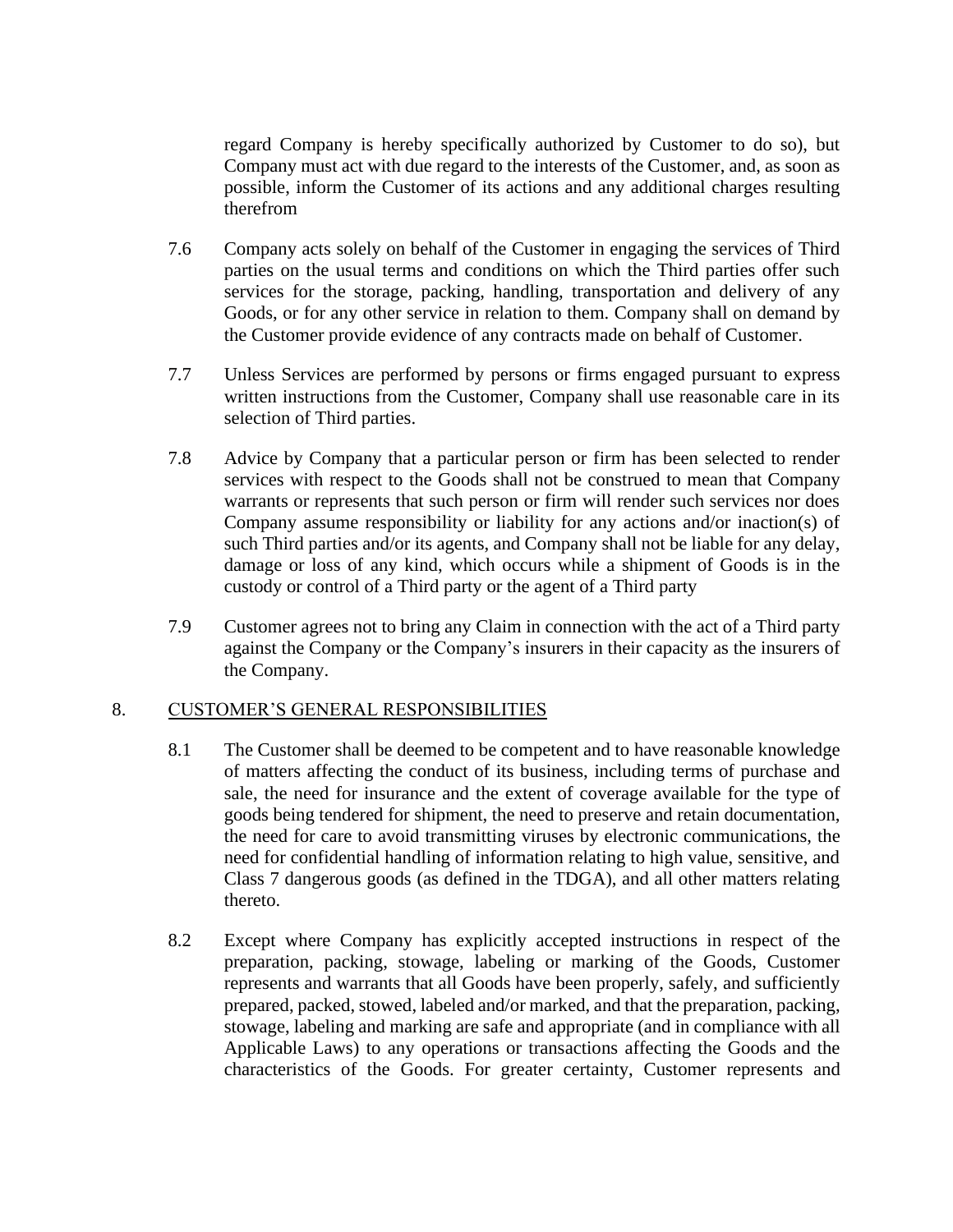regard Company is hereby specifically authorized by Customer to do so), but Company must act with due regard to the interests of the Customer, and, as soon as possible, inform the Customer of its actions and any additional charges resulting therefrom

7.6 Company acts solely on behalf of the Customer in engaging the services of Third parties on the usual terms and conditions on which the Third parties offer such services for the storage, packing, handling, transportation and delivery of any Goods, or for any other service in relation to them. Company shall on demand by the Customer provide evidence of any contracts made on behalf of Customer.

7.7 Unless Services are performed by persons or firms engaged pursuant to express written instructions from the Customer, Company shall use reasonable care in its selection of Third parties.

7.8 Advice by Company that a particular person or firm has been selected to render services with respect to the Goods shall not be construed to mean that Company warrants or represents that such person or firm will render such services nor does Company assume responsibility or liability for any actions and/or inaction(s) of such Third parties and/or its agents, and Company shall not be liable for any delay, damage or loss of any kind, which occurs while a shipment of Goods is in the custody or control of a Third party or the agent of a Third party

7.9 Customer agrees not to bring any Claim in connection with the act of a Third party against the Company or the Company's insurers in their capacity as the insurers of the Company.

## 8. CUSTOMER'S GENERAL RESPONSIBILITIES

8.1 The Customer shall be deemed to be competent and to have reasonable knowledge of matters affecting the conduct of its business, including terms of purchase and sale, the need for insurance and the extent of coverage available for the type of goods being tendered for shipment, the need to preserve and retain documentation, the need for care to avoid transmitting viruses by electronic communications, the need for confidential handling of information relating to high value, sensitive, and Class 7 dangerous goods (as defined in the TDGA), and all other matters relating thereto.

8.2 Except where Company has explicitly accepted instructions in respect of the preparation, packing, stowage, labeling or marking of the Goods, Customer represents and warrants that all Goods have been properly, safely, and sufficiently prepared, packed, stowed, labeled and/or marked, and that the preparation, packing, stowage, labeling and marking are safe and appropriate (and in compliance with all Applicable Laws) to any operations or transactions affecting the Goods and the characteristics of the Goods. For greater certainty, Customer represents and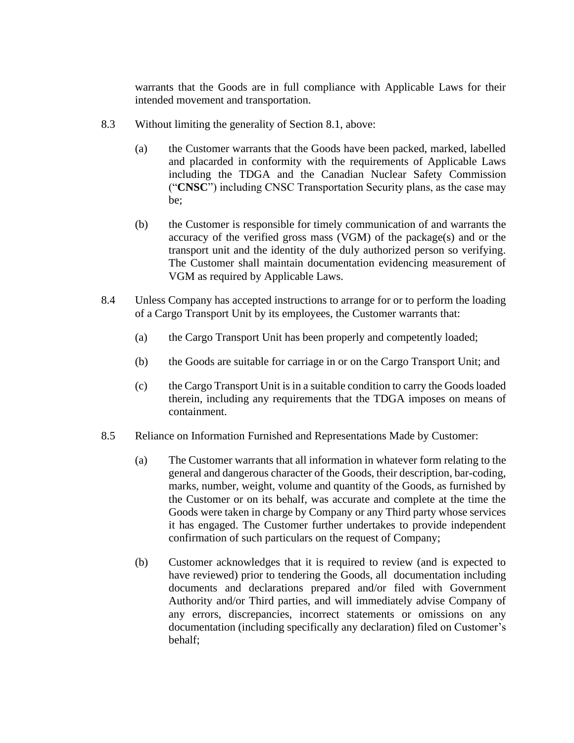warrants that the Goods are in full compliance with Applicable Laws for their intended movement and transportation.

8.3 Without limiting the generality of Section 8.1, above:

(a) the Customer warrants that the Goods have been packed, marked, labelled and placarded in conformity with the requirements of Applicable Laws including the TDGA and the Canadian Nuclear Safety Commission ("**CNSC**") including CNSC Transportation Security plans, as the case may be;

(b) the Customer is responsible for timely communication of and warrants the accuracy of the verified gross mass (VGM) of the package(s) and or the transport unit and the identity of the duly authorized person so verifying. The Customer shall maintain documentation evidencing measurement of VGM as required by Applicable Laws.

8.4 Unless Company has accepted instructions to arrange for or to perform the loading of a Cargo Transport Unit by its employees, the Customer warrants that:

(a) the Cargo Transport Unit has been properly and competently loaded;

(b) the Goods are suitable for carriage in or on the Cargo Transport Unit; and

(c) the Cargo Transport Unit is in a suitable condition to carry the Goods loaded therein, including any requirements that the TDGA imposes on means of containment.

8.5 Reliance on Information Furnished and Representations Made by Customer:

(a) The Customer warrants that all information in whatever form relating to the general and dangerous character of the Goods, their description, bar-coding, marks, number, weight, volume and quantity of the Goods, as furnished by the Customer or on its behalf, was accurate and complete at the time the Goods were taken in charge by Company or any Third party whose services it has engaged. The Customer further undertakes to provide independent confirmation of such particulars on the request of Company;

(b) Customer acknowledges that it is required to review (and is expected to have reviewed) prior to tendering the Goods, all documentation including documents and declarations prepared and/or filed with Government Authority and/or Third parties, and will immediately advise Company of any errors, discrepancies, incorrect statements or omissions on any documentation (including specifically any declaration) filed on Customer's behalf;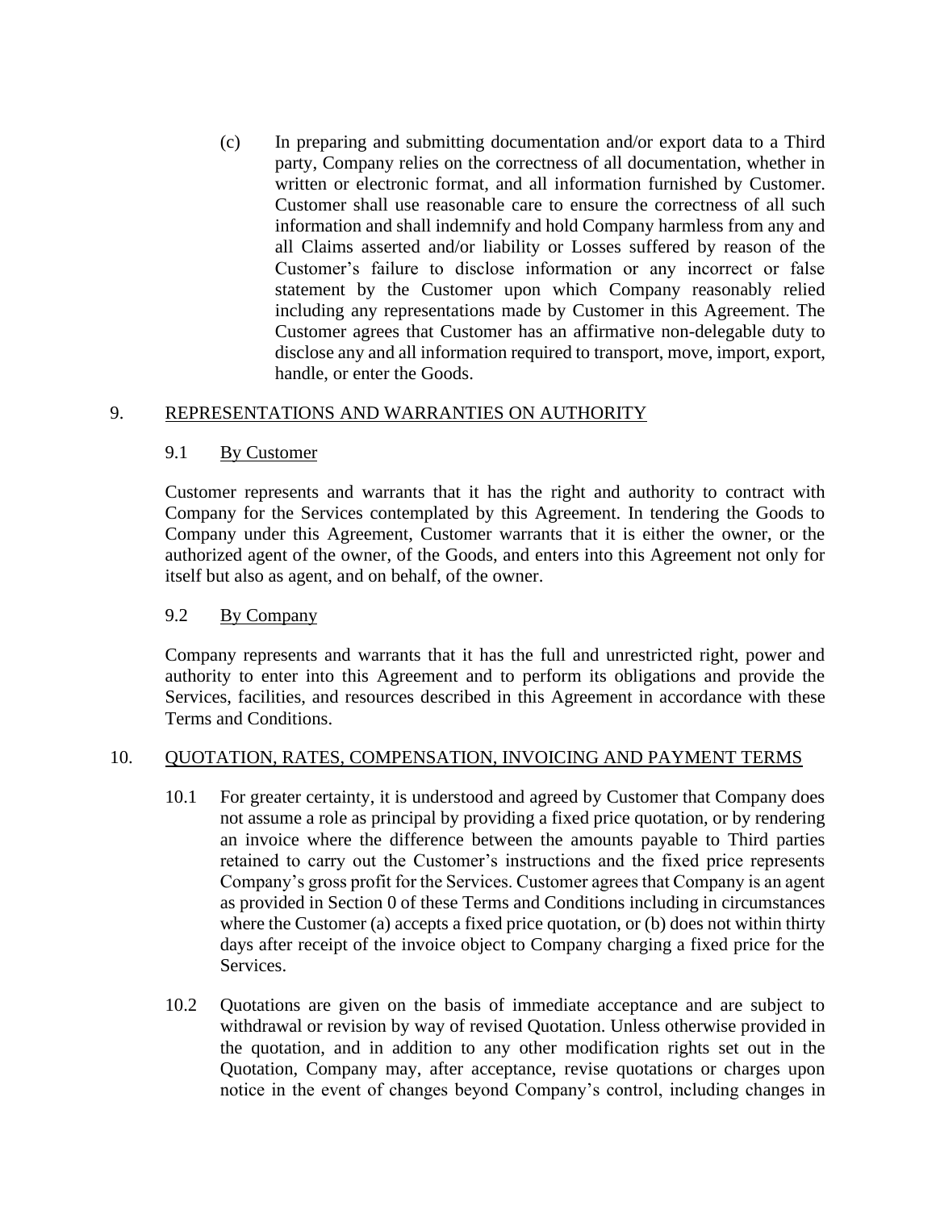(c) In preparing and submitting documentation and/or export data to a Third party, Company relies on the correctness of all documentation, whether in written or electronic format, and all information furnished by Customer. Customer shall use reasonable care to ensure the correctness of all such information and shall indemnify and hold Company harmless from any and all Claims asserted and/or liability or Losses suffered by reason of the Customer's failure to disclose information or any incorrect or false statement by the Customer upon which Company reasonably relied including any representations made by Customer in this Agreement. The Customer agrees that Customer has an affirmative non-delegable duty to disclose any and all information required to transport, move, import, export, handle, or enter the Goods.

## 9. REPRESENTATIONS AND WARRANTIES ON AUTHORITY

### 9.1 By Customer

Customer represents and warrants that it has the right and authority to contract with Company for the Services contemplated by this Agreement. In tendering the Goods to Company under this Agreement, Customer warrants that it is either the owner, or the authorized agent of the owner, of the Goods, and enters into this Agreement not only for itself but also as agent, and on behalf, of the owner.

### 9.2 By Company

Company represents and warrants that it has the full and unrestricted right, power and authority to enter into this Agreement and to perform its obligations and provide the Services, facilities, and resources described in this Agreement in accordance with these Terms and Conditions.

## 10. QUOTATION, RATES, COMPENSATION, INVOICING AND PAYMENT TERMS

10.1 For greater certainty, it is understood and agreed by Customer that Company does not assume a role as principal by providing a fixed price quotation, or by rendering an invoice where the difference between the amounts payable to Third parties retained to carry out the Customer's instructions and the fixed price represents Company's gross profit for the Services. Customer agrees that Company is an agent as provided in Section 0 of these Terms and Conditions including in circumstances where the Customer (a) accepts a fixed price quotation, or (b) does not within thirty days after receipt of the invoice object to Company charging a fixed price for the Services.

10.2 Quotations are given on the basis of immediate acceptance and are subject to withdrawal or revision by way of revised Quotation. Unless otherwise provided in the quotation, and in addition to any other modification rights set out in the Quotation, Company may, after acceptance, revise quotations or charges upon notice in the event of changes beyond Company's control, including changes in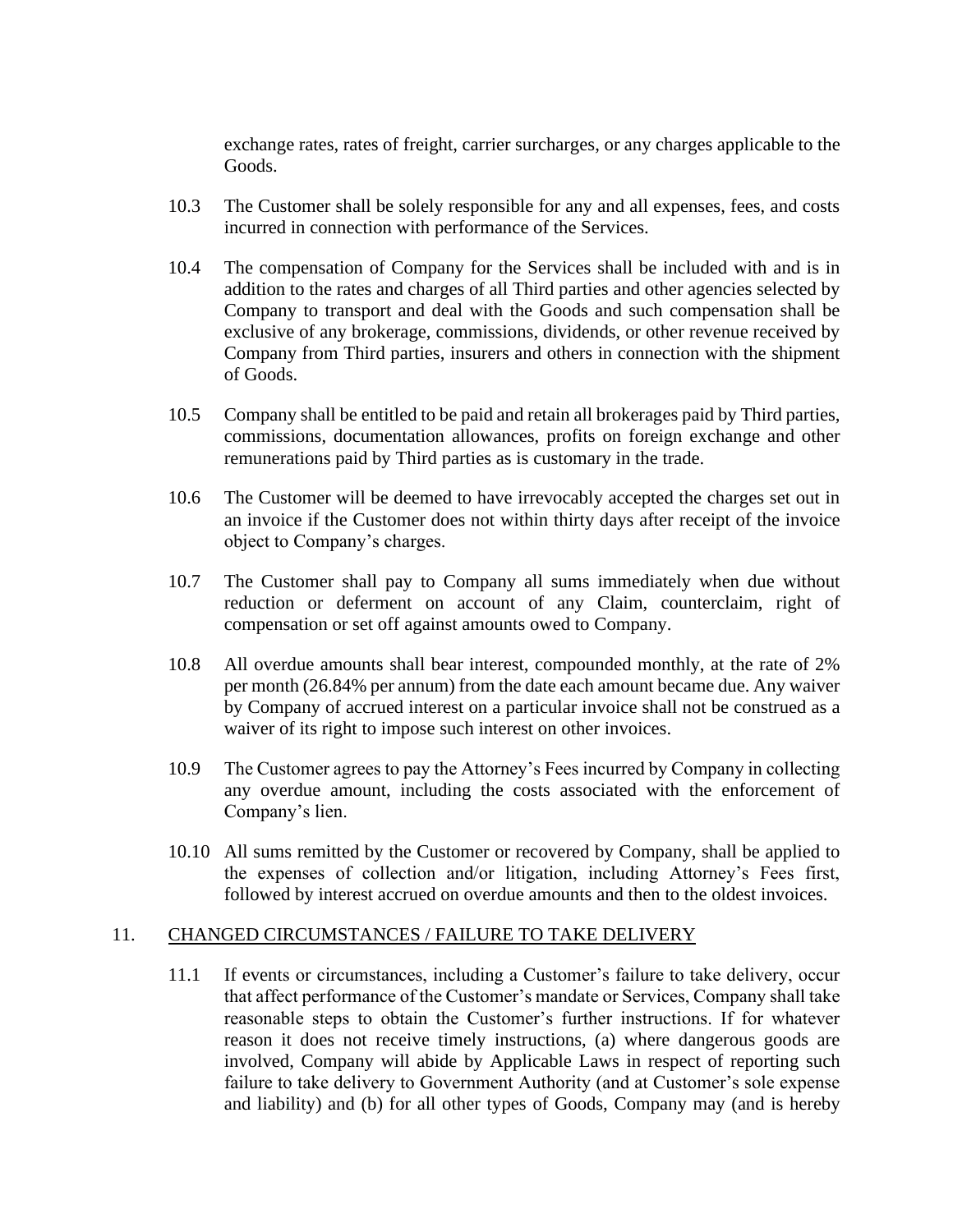exchange rates, rates of freight, carrier surcharges, or any charges applicable to the Goods.

10.3 The Customer shall be solely responsible for any and all expenses, fees, and costs incurred in connection with performance of the Services.

10.4 The compensation of Company for the Services shall be included with and is in addition to the rates and charges of all Third parties and other agencies selected by Company to transport and deal with the Goods and such compensation shall be exclusive of any brokerage, commissions, dividends, or other revenue received by Company from Third parties, insurers and others in connection with the shipment of Goods.

10.5 Company shall be entitled to be paid and retain all brokerages paid by Third parties, commissions, documentation allowances, profits on foreign exchange and other remunerations paid by Third parties as is customary in the trade.

10.6 The Customer will be deemed to have irrevocably accepted the charges set out in an invoice if the Customer does not within thirty days after receipt of the invoice object to Company's charges.

10.7 The Customer shall pay to Company all sums immediately when due without reduction or deferment on account of any Claim, counterclaim, right of compensation or set off against amounts owed to Company.

10.8 All overdue amounts shall bear interest, compounded monthly, at the rate of 2% per month (26.84% per annum) from the date each amount became due. Any waiver by Company of accrued interest on a particular invoice shall not be construed as a waiver of its right to impose such interest on other invoices.

10.9 The Customer agrees to pay the Attorney's Fees incurred by Company in collecting any overdue amount, including the costs associated with the enforcement of Company's lien.

10.10 All sums remitted by the Customer or recovered by Company, shall be applied to the expenses of collection and/or litigation, including Attorney's Fees first, followed by interest accrued on overdue amounts and then to the oldest invoices.

## 11. <u>CHANGED CIRCUMSTANCES / FAILURE TO TAKE DELIVERY</u>

11.1 If events or circumstances, including a Customer's failure to take delivery, occur that affect performance of the Customer's mandate or Services, Company shall take reasonable steps to obtain the Customer's further instructions. If for whatever reason it does not receive timely instructions, (a) where dangerous goods are involved, Company will abide by Applicable Laws in respect of reporting such failure to take delivery to Government Authority (and at Customer's sole expense and liability) and (b) for all other types of Goods, Company may (and is hereby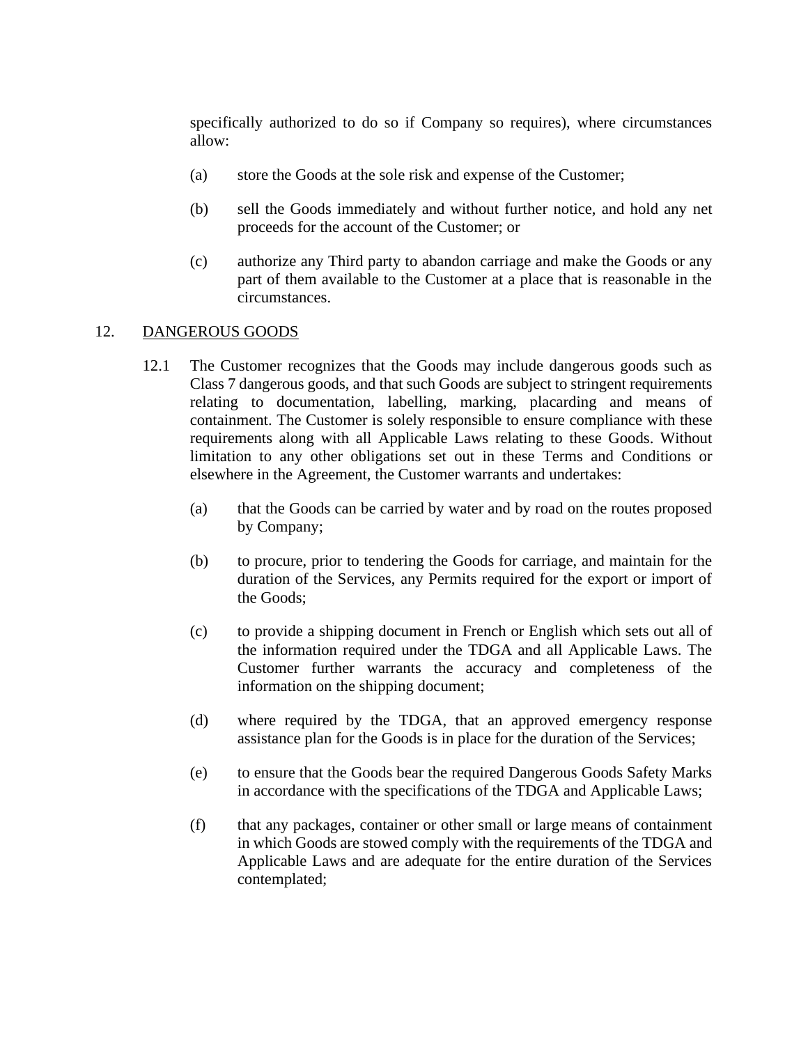specifically authorized to do so if Company so requires), where circumstances allow:

(a) store the Goods at the sole risk and expense of the Customer;

(b) sell the Goods immediately and without further notice, and hold any net proceeds for the account of the Customer; or

(c) authorize any Third party to abandon carriage and make the Goods or any part of them available to the Customer at a place that is reasonable in the circumstances.

12. <u>DANGEROUS GOODS</u>

12.1 The Customer recognizes that the Goods may include dangerous goods such as Class 7 dangerous goods, and that such Goods are subject to stringent requirements relating to documentation, labelling, marking, placarding and means of containment. The Customer is solely responsible to ensure compliance with these requirements along with all Applicable Laws relating to these Goods. Without limitation to any other obligations set out in these Terms and Conditions or elsewhere in the Agreement, the Customer warrants and undertakes:

(a) that the Goods can be carried by water and by road on the routes proposed by Company;

(b) to procure, prior to tendering the Goods for carriage, and maintain for the duration of the Services, any Permits required for the export or import of the Goods;

(c) to provide a shipping document in French or English which sets out all of the information required under the TDGA and all Applicable Laws. The Customer further warrants the accuracy and completeness of the information on the shipping document;

(d) where required by the TDGA, that an approved emergency response assistance plan for the Goods is in place for the duration of the Services;

(e) to ensure that the Goods bear the required Dangerous Goods Safety Marks in accordance with the specifications of the TDGA and Applicable Laws;

(f) that any packages, container or other small or large means of containment in which Goods are stowed comply with the requirements of the TDGA and Applicable Laws and are adequate for the entire duration of the Services contemplated;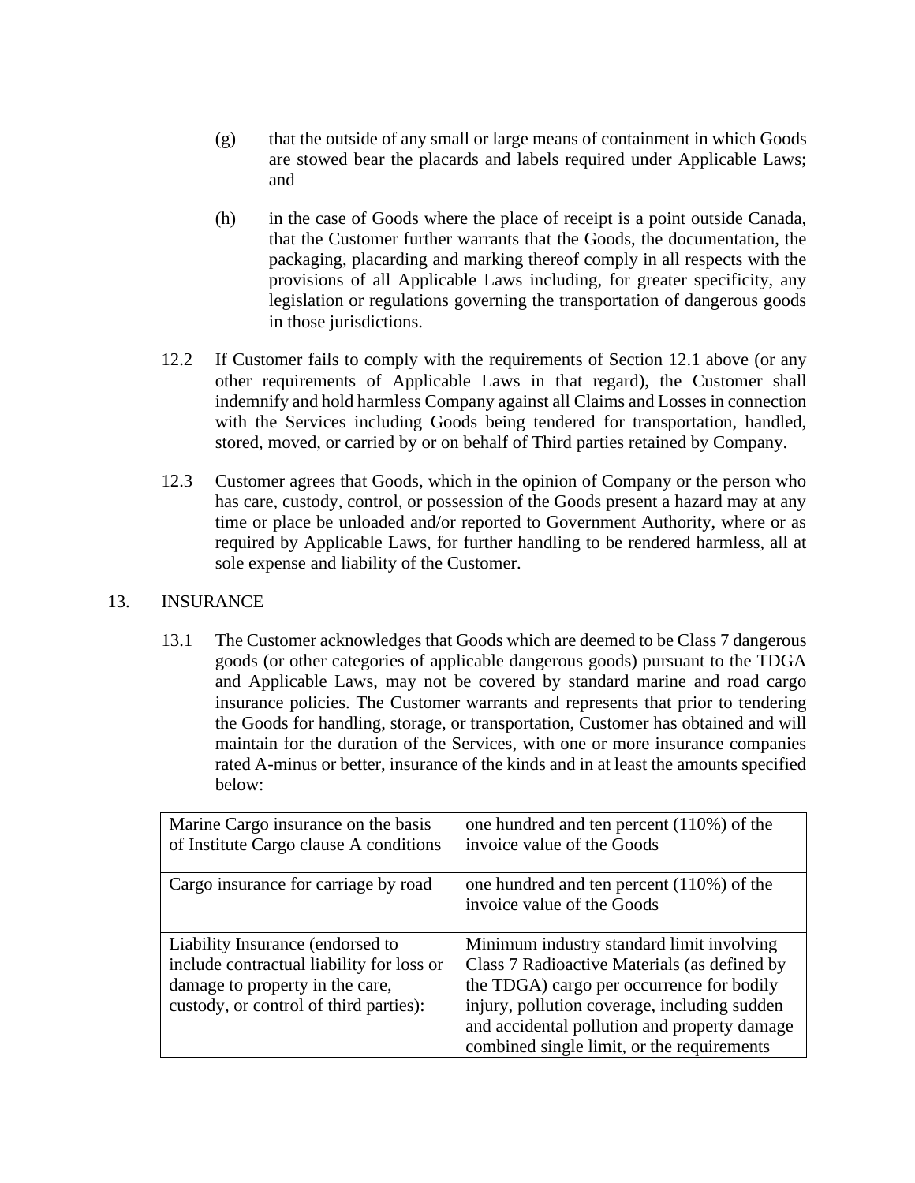(g) that the outside of any small or large means of containment in which Goods are stowed bear the placards and labels required under Applicable Laws; and

(h) in the case of Goods where the place of receipt is a point outside Canada, that the Customer further warrants that the Goods, the documentation, the packaging, placarding and marking thereof comply in all respects with the provisions of all Applicable Laws including, for greater specificity, any legislation or regulations governing the transportation of dangerous goods in those jurisdictions.

12.2 If Customer fails to comply with the requirements of Section 12.1 above (or any other requirements of Applicable Laws in that regard), the Customer shall indemnify and hold harmless Company against all Claims and Losses in connection with the Services including Goods being tendered for transportation, handled, stored, moved, or carried by or on behalf of Third parties retained by Company.

12.3 Customer agrees that Goods, which in the opinion of Company or the person who has care, custody, control, or possession of the Goods present a hazard may at any time or place be unloaded and/or reported to Government Authority, where or as required by Applicable Laws, for further handling to be rendered harmless, all at sole expense and liability of the Customer.

## 13. INSURANCE

13.1 The Customer acknowledges that Goods which are deemed to be Class 7 dangerous goods (or other categories of applicable dangerous goods) pursuant to the TDGA and Applicable Laws, may not be covered by standard marine and road cargo insurance policies. The Customer warrants and represents that prior to tendering the Goods for handling, storage, or transportation, Customer has obtained and will maintain for the duration of the Services, with one or more insurance companies rated A-minus or better, insurance of the kinds and in at least the amounts specified below:

| | |
|---|---|
| Marine Cargo insurance on the basis of Institute Cargo clause A conditions | one hundred and ten percent (110%) of the invoice value of the Goods |
| Cargo insurance for carriage by road | one hundred and ten percent (110%) of the invoice value of the Goods |
| Liability Insurance (endorsed to include contractual liability for loss or damage to property in the care, custody, or control of third parties): | Minimum industry standard limit involving Class 7 Radioactive Materials (as defined by the TDGA) cargo per occurrence for bodily injury, pollution coverage, including sudden and accidental pollution and property damage combined single limit, or the requirements |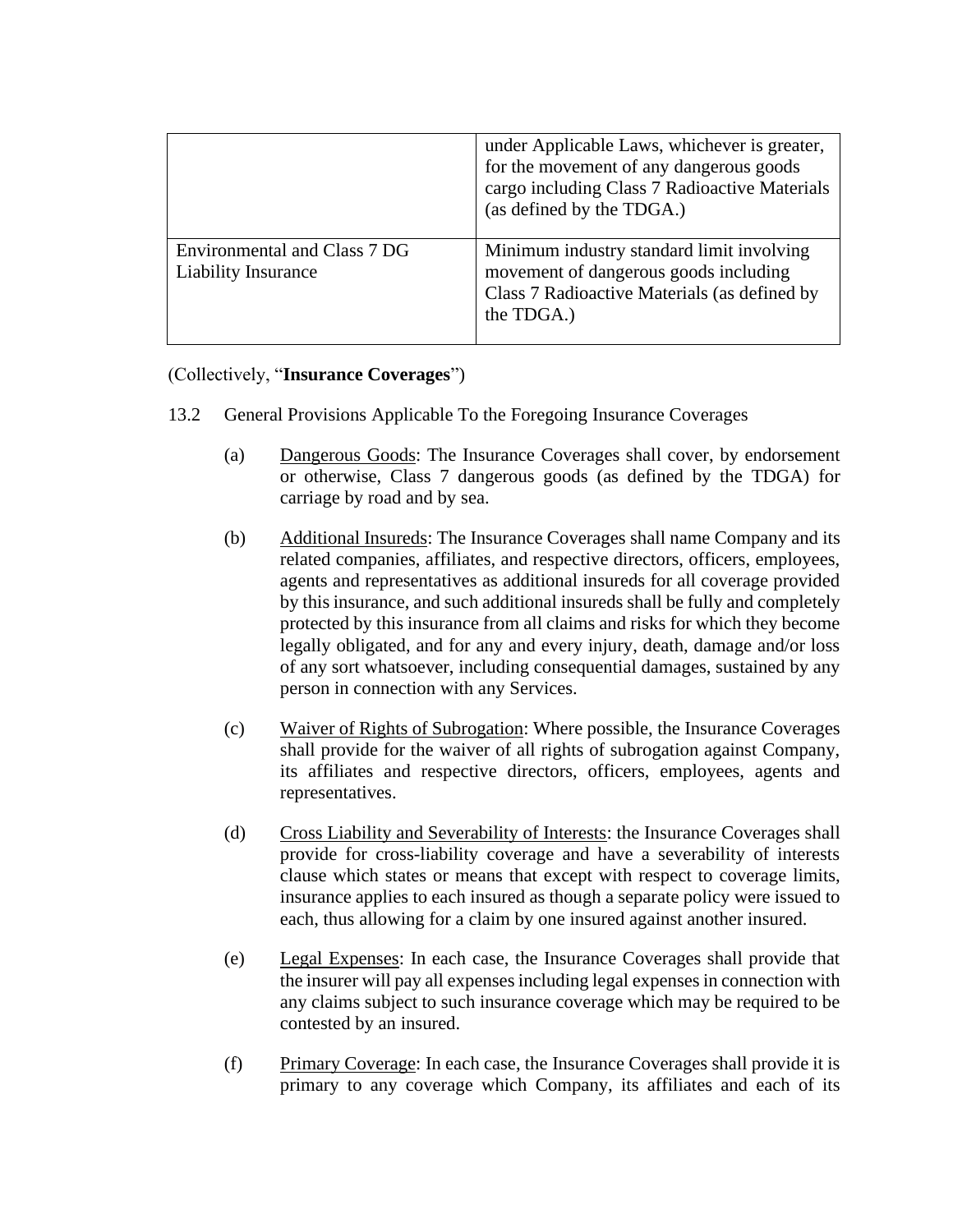| | |
|---|---|
| | under Applicable Laws, whichever is greater, for the movement of any dangerous goods cargo including Class 7 Radioactive Materials (as defined by the TDGA.) |
| Environmental and Class 7 DG Liability Insurance | Minimum industry standard limit involving movement of dangerous goods including Class 7 Radioactive Materials (as defined by the TDGA.) |

(Collectively, "**Insurance Coverages**")

13.2 General Provisions Applicable To the Foregoing Insurance Coverages

(a) Dangerous Goods: The Insurance Coverages shall cover, by endorsement or otherwise, Class 7 dangerous goods (as defined by the TDGA) for carriage by road and by sea.

(b) Additional Insureds: The Insurance Coverages shall name Company and its related companies, affiliates, and respective directors, officers, employees, agents and representatives as additional insureds for all coverage provided by this insurance, and such additional insureds shall be fully and completely protected by this insurance from all claims and risks for which they become legally obligated, and for any and every injury, death, damage and/or loss of any sort whatsoever, including consequential damages, sustained by any person in connection with any Services.

(c) Waiver of Rights of Subrogation: Where possible, the Insurance Coverages shall provide for the waiver of all rights of subrogation against Company, its affiliates and respective directors, officers, employees, agents and representatives.

(d) Cross Liability and Severability of Interests: the Insurance Coverages shall provide for cross-liability coverage and have a severability of interests clause which states or means that except with respect to coverage limits, insurance applies to each insured as though a separate policy were issued to each, thus allowing for a claim by one insured against another insured.

(e) Legal Expenses: In each case, the Insurance Coverages shall provide that the insurer will pay all expenses including legal expenses in connection with any claims subject to such insurance coverage which may be required to be contested by an insured.

(f) Primary Coverage: In each case, the Insurance Coverages shall provide it is primary to any coverage which Company, its affiliates and each of its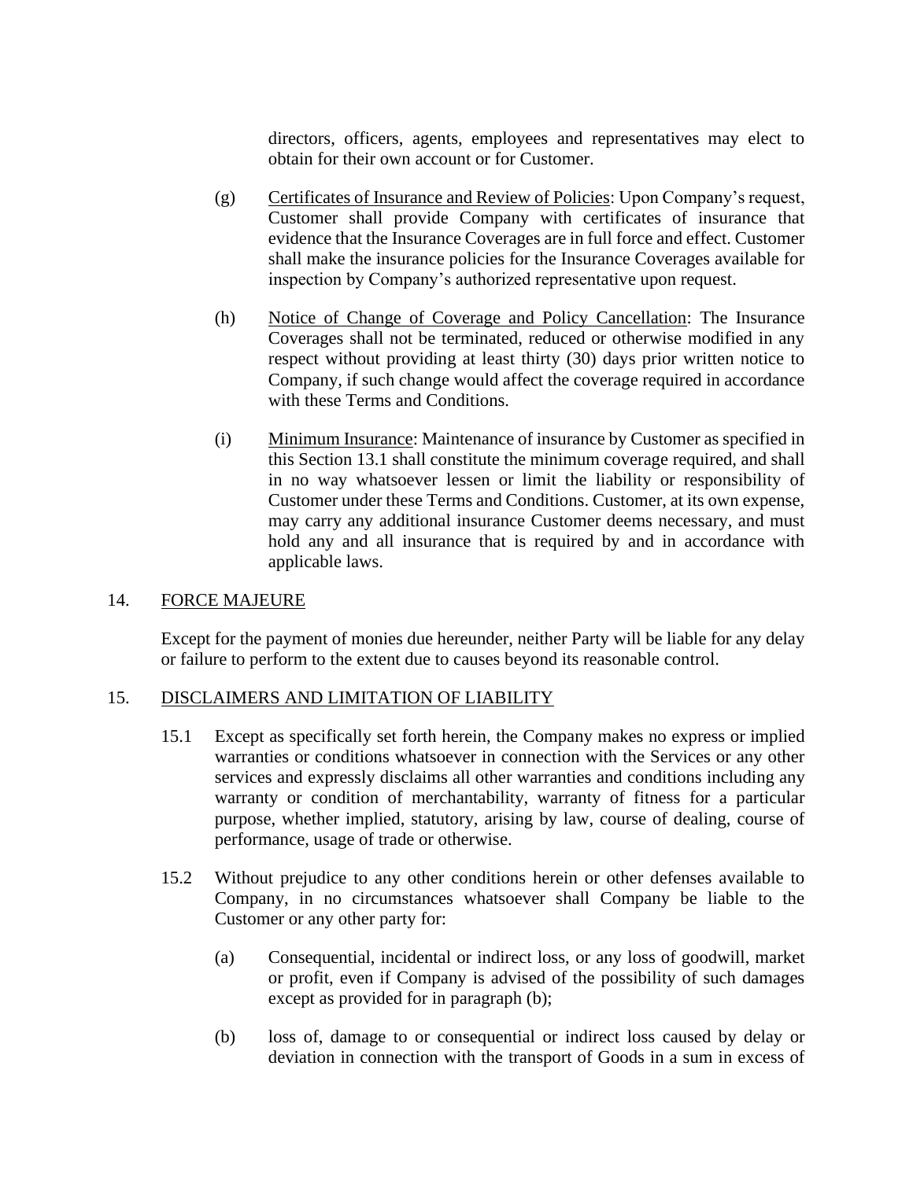directors, officers, agents, employees and representatives may elect to obtain for their own account or for Customer.

(g) Certificates of Insurance and Review of Policies: Upon Company's request, Customer shall provide Company with certificates of insurance that evidence that the Insurance Coverages are in full force and effect. Customer shall make the insurance policies for the Insurance Coverages available for inspection by Company's authorized representative upon request.

(h) Notice of Change of Coverage and Policy Cancellation: The Insurance Coverages shall not be terminated, reduced or otherwise modified in any respect without providing at least thirty (30) days prior written notice to Company, if such change would affect the coverage required in accordance with these Terms and Conditions.

(i) Minimum Insurance: Maintenance of insurance by Customer as specified in this Section 13.1 shall constitute the minimum coverage required, and shall in no way whatsoever lessen or limit the liability or responsibility of Customer under these Terms and Conditions. Customer, at its own expense, may carry any additional insurance Customer deems necessary, and must hold any and all insurance that is required by and in accordance with applicable laws.

## 14. FORCE MAJEURE

Except for the payment of monies due hereunder, neither Party will be liable for any delay or failure to perform to the extent due to causes beyond its reasonable control.

## 15. DISCLAIMERS AND LIMITATION OF LIABILITY

15.1 Except as specifically set forth herein, the Company makes no express or implied warranties or conditions whatsoever in connection with the Services or any other services and expressly disclaims all other warranties and conditions including any warranty or condition of merchantability, warranty of fitness for a particular purpose, whether implied, statutory, arising by law, course of dealing, course of performance, usage of trade or otherwise.

15.2 Without prejudice to any other conditions herein or other defenses available to Company, in no circumstances whatsoever shall Company be liable to the Customer or any other party for:

(a) Consequential, incidental or indirect loss, or any loss of goodwill, market or profit, even if Company is advised of the possibility of such damages except as provided for in paragraph (b);

(b) loss of, damage to or consequential or indirect loss caused by delay or deviation in connection with the transport of Goods in a sum in excess of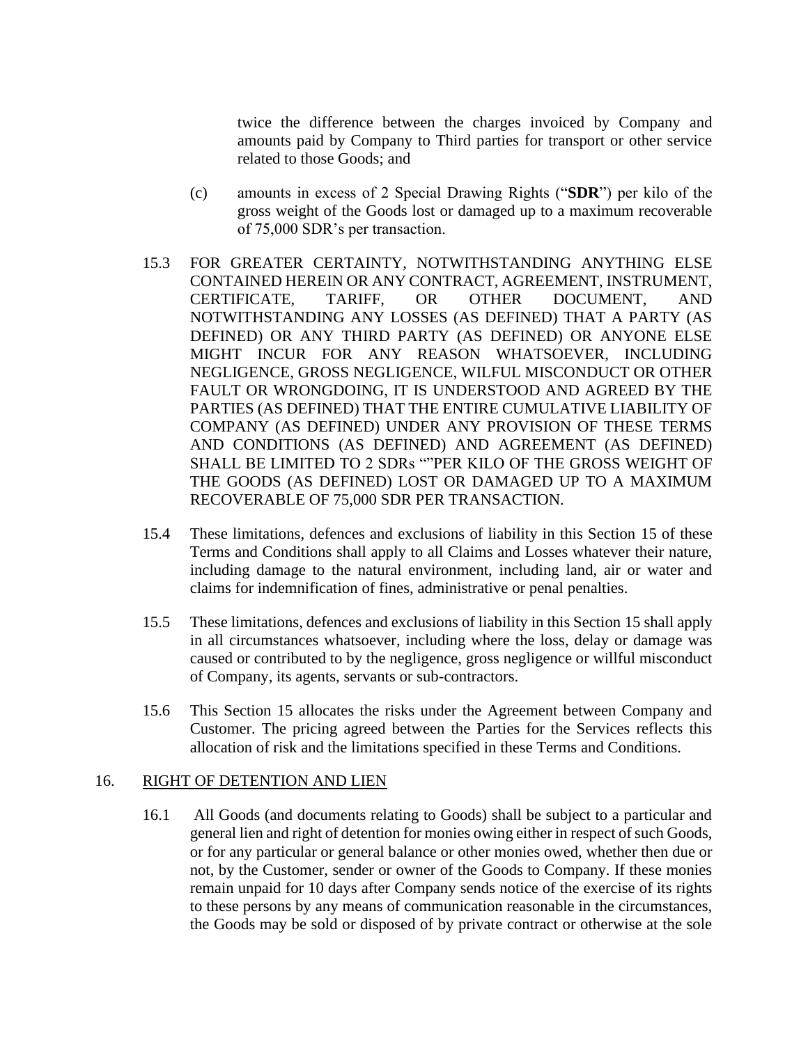twice the difference between the charges invoiced by Company and amounts paid by Company to Third parties for transport or other service related to those Goods; and

(c) amounts in excess of 2 Special Drawing Rights ("**SDR**") per kilo of the gross weight of the Goods lost or damaged up to a maximum recoverable of 75,000 SDR's per transaction.

15.3 FOR GREATER CERTAINTY, NOTWITHSTANDING ANYTHING ELSE CONTAINED HEREIN OR ANY CONTRACT, AGREEMENT, INSTRUMENT, CERTIFICATE, TARIFF, OR OTHER DOCUMENT, AND NOTWITHSTANDING ANY LOSSES (AS DEFINED) THAT A PARTY (AS DEFINED) OR ANY THIRD PARTY (AS DEFINED) OR ANYONE ELSE MIGHT INCUR FOR ANY REASON WHATSOEVER, INCLUDING NEGLIGENCE, GROSS NEGLIGENCE, WILFUL MISCONDUCT OR OTHER FAULT OR WRONGDOING, IT IS UNDERSTOOD AND AGREED BY THE PARTIES (AS DEFINED) THAT THE ENTIRE CUMULATIVE LIABILITY OF COMPANY (AS DEFINED) UNDER ANY PROVISION OF THESE TERMS AND CONDITIONS (AS DEFINED) AND AGREEMENT (AS DEFINED) SHALL BE LIMITED TO 2 SDRs ""PER KILO OF THE GROSS WEIGHT OF THE GOODS (AS DEFINED) LOST OR DAMAGED UP TO A MAXIMUM RECOVERABLE OF 75,000 SDR PER TRANSACTION.

15.4 These limitations, defences and exclusions of liability in this Section 15 of these Terms and Conditions shall apply to all Claims and Losses whatever their nature, including damage to the natural environment, including land, air or water and claims for indemnification of fines, administrative or penal penalties.

15.5 These limitations, defences and exclusions of liability in this Section 15 shall apply in all circumstances whatsoever, including where the loss, delay or damage was caused or contributed to by the negligence, gross negligence or willful misconduct of Company, its agents, servants or sub-contractors.

15.6 This Section 15 allocates the risks under the Agreement between Company and Customer. The pricing agreed between the Parties for the Services reflects this allocation of risk and the limitations specified in these Terms and Conditions.

## 16. RIGHT OF DETENTION AND LIEN

16.1 All Goods (and documents relating to Goods) shall be subject to a particular and general lien and right of detention for monies owing either in respect of such Goods, or for any particular or general balance or other monies owed, whether then due or not, by the Customer, sender or owner of the Goods to Company. If these monies remain unpaid for 10 days after Company sends notice of the exercise of its rights to these persons by any means of communication reasonable in the circumstances, the Goods may be sold or disposed of by private contract or otherwise at the sole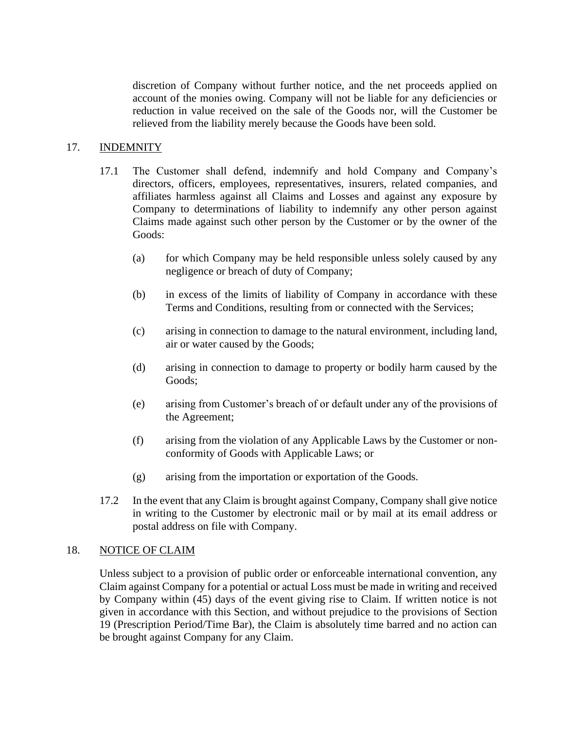discretion of Company without further notice, and the net proceeds applied on account of the monies owing. Company will not be liable for any deficiencies or reduction in value received on the sale of the Goods nor, will the Customer be relieved from the liability merely because the Goods have been sold.

## 17. INDEMNITY

17.1 The Customer shall defend, indemnify and hold Company and Company's directors, officers, employees, representatives, insurers, related companies, and affiliates harmless against all Claims and Losses and against any exposure by Company to determinations of liability to indemnify any other person against Claims made against such other person by the Customer or by the owner of the Goods:

(a) for which Company may be held responsible unless solely caused by any negligence or breach of duty of Company;

(b) in excess of the limits of liability of Company in accordance with these Terms and Conditions, resulting from or connected with the Services;

(c) arising in connection to damage to the natural environment, including land, air or water caused by the Goods;

(d) arising in connection to damage to property or bodily harm caused by the Goods;

(e) arising from Customer's breach of or default under any of the provisions of the Agreement;

(f) arising from the violation of any Applicable Laws by the Customer or non-conformity of Goods with Applicable Laws; or

(g) arising from the importation or exportation of the Goods.

17.2 In the event that any Claim is brought against Company, Company shall give notice in writing to the Customer by electronic mail or by mail at its email address or postal address on file with Company.

## 18. NOTICE OF CLAIM

Unless subject to a provision of public order or enforceable international convention, any Claim against Company for a potential or actual Loss must be made in writing and received by Company within (45) days of the event giving rise to Claim. If written notice is not given in accordance with this Section, and without prejudice to the provisions of Section 19 (Prescription Period/Time Bar), the Claim is absolutely time barred and no action can be brought against Company for any Claim.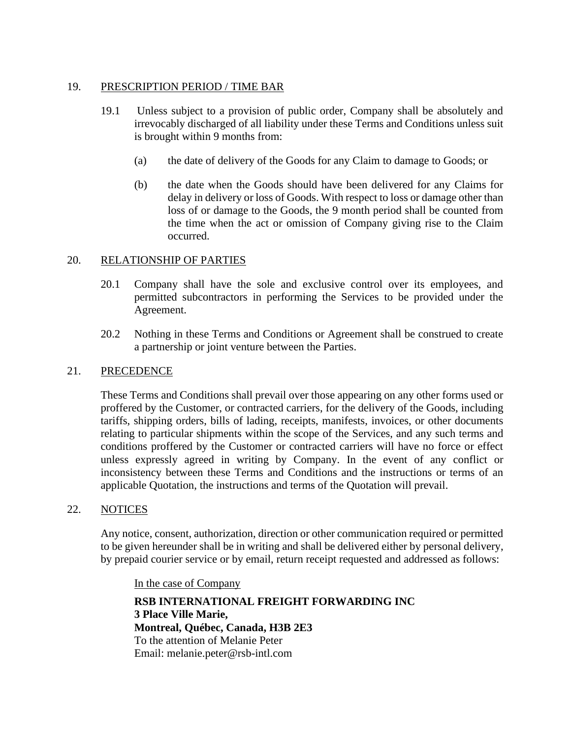## 19. PRESCRIPTION PERIOD / TIME BAR

19.1 Unless subject to a provision of public order, Company shall be absolutely and irrevocably discharged of all liability under these Terms and Conditions unless suit is brought within 9 months from:

(a) the date of delivery of the Goods for any Claim to damage to Goods; or

(b) the date when the Goods should have been delivered for any Claims for delay in delivery or loss of Goods. With respect to loss or damage other than loss of or damage to the Goods, the 9 month period shall be counted from the time when the act or omission of Company giving rise to the Claim occurred.

## 20. RELATIONSHIP OF PARTIES

20.1 Company shall have the sole and exclusive control over its employees, and permitted subcontractors in performing the Services to be provided under the Agreement.

20.2 Nothing in these Terms and Conditions or Agreement shall be construed to create a partnership or joint venture between the Parties.

## 21. PRECEDENCE

These Terms and Conditions shall prevail over those appearing on any other forms used or proffered by the Customer, or contracted carriers, for the delivery of the Goods, including tariffs, shipping orders, bills of lading, receipts, manifests, invoices, or other documents relating to particular shipments within the scope of the Services, and any such terms and conditions proffered by the Customer or contracted carriers will have no force or effect unless expressly agreed in writing by Company. In the event of any conflict or inconsistency between these Terms and Conditions and the instructions or terms of an applicable Quotation, the instructions and terms of the Quotation will prevail.

## 22. NOTICES

Any notice, consent, authorization, direction or other communication required or permitted to be given hereunder shall be in writing and shall be delivered either by personal delivery, by prepaid courier service or by email, return receipt requested and addressed as follows:

In the case of Company

**RSB INTERNATIONAL FREIGHT FORWARDING INC**
**3 Place Ville Marie,**
**Montreal, Québec, Canada, H3B 2E3**
To the attention of Melanie Peter
Email: melanie.peter@rsb-intl.com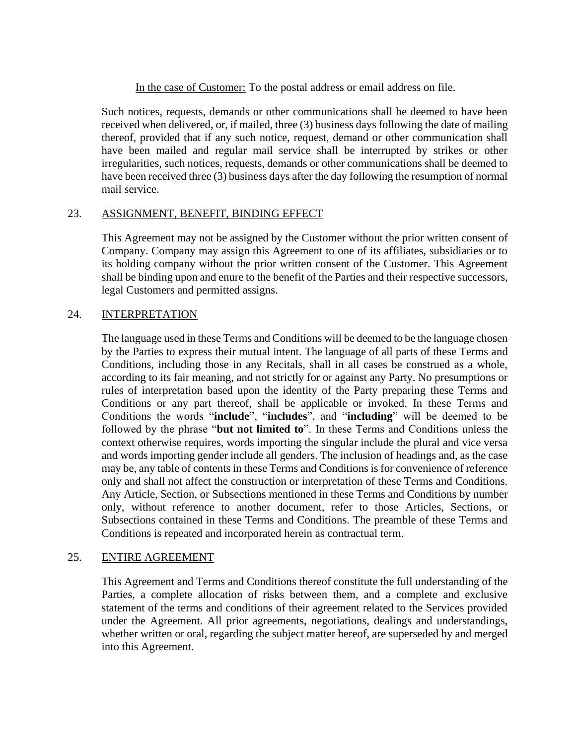In the case of Customer: To the postal address or email address on file.

Such notices, requests, demands or other communications shall be deemed to have been received when delivered, or, if mailed, three (3) business days following the date of mailing thereof, provided that if any such notice, request, demand or other communication shall have been mailed and regular mail service shall be interrupted by strikes or other irregularities, such notices, requests, demands or other communications shall be deemed to have been received three (3) business days after the day following the resumption of normal mail service.

## 23. ASSIGNMENT, BENEFIT, BINDING EFFECT

This Agreement may not be assigned by the Customer without the prior written consent of Company. Company may assign this Agreement to one of its affiliates, subsidiaries or to its holding company without the prior written consent of the Customer. This Agreement shall be binding upon and enure to the benefit of the Parties and their respective successors, legal Customers and permitted assigns.

## 24. INTERPRETATION

The language used in these Terms and Conditions will be deemed to be the language chosen by the Parties to express their mutual intent. The language of all parts of these Terms and Conditions, including those in any Recitals, shall in all cases be construed as a whole, according to its fair meaning, and not strictly for or against any Party. No presumptions or rules of interpretation based upon the identity of the Party preparing these Terms and Conditions or any part thereof, shall be applicable or invoked. In these Terms and Conditions the words "**include**", "**includes**", and "**including**" will be deemed to be followed by the phrase "**but not limited to**". In these Terms and Conditions unless the context otherwise requires, words importing the singular include the plural and vice versa and words importing gender include all genders. The inclusion of headings and, as the case may be, any table of contents in these Terms and Conditions is for convenience of reference only and shall not affect the construction or interpretation of these Terms and Conditions. Any Article, Section, or Subsections mentioned in these Terms and Conditions by number only, without reference to another document, refer to those Articles, Sections, or Subsections contained in these Terms and Conditions. The preamble of these Terms and Conditions is repeated and incorporated herein as contractual term.

## 25. ENTIRE AGREEMENT

This Agreement and Terms and Conditions thereof constitute the full understanding of the Parties, a complete allocation of risks between them, and a complete and exclusive statement of the terms and conditions of their agreement related to the Services provided under the Agreement. All prior agreements, negotiations, dealings and understandings, whether written or oral, regarding the subject matter hereof, are superseded by and merged into this Agreement.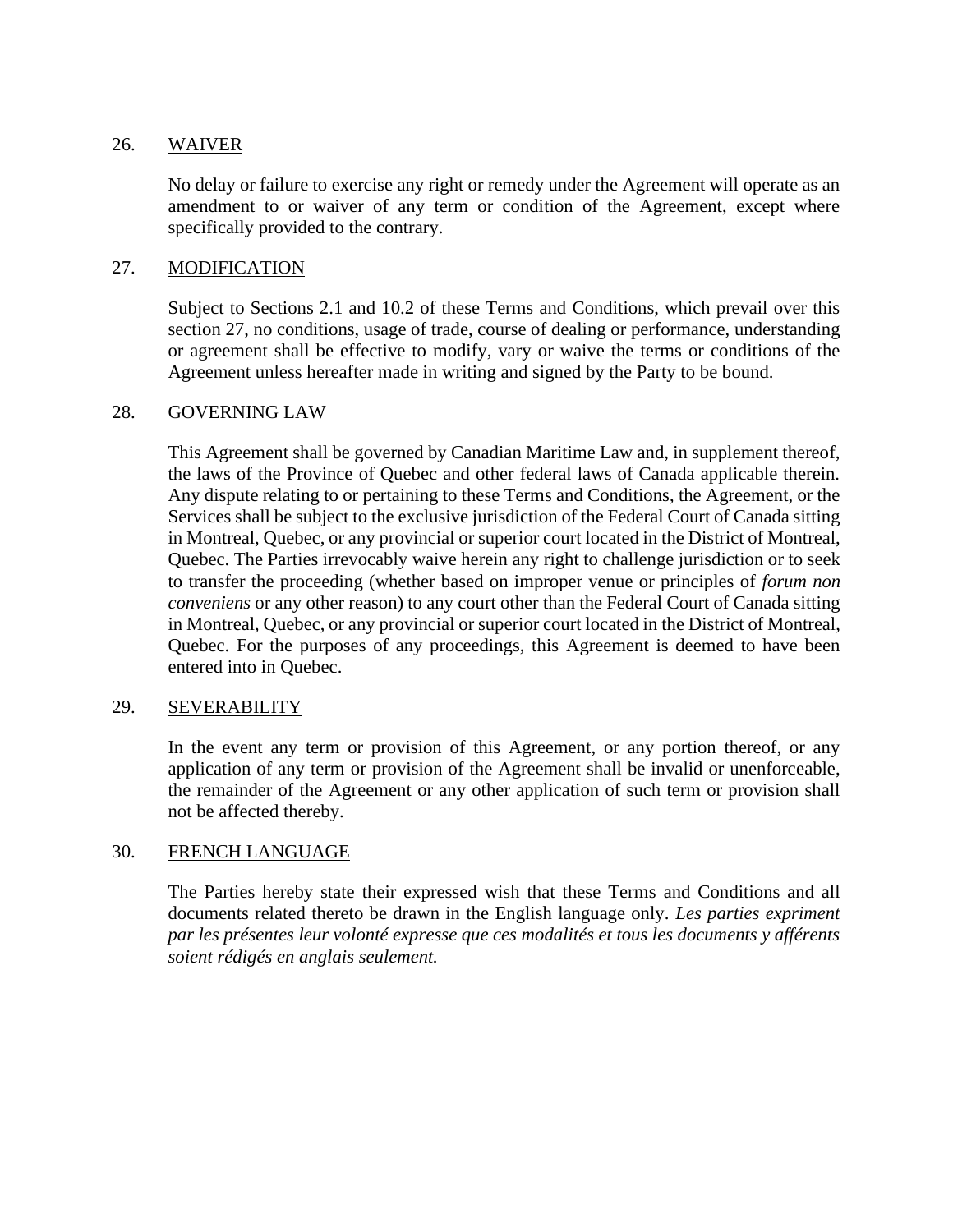26. <u>WAIVER</u>

No delay or failure to exercise any right or remedy under the Agreement will operate as an amendment to or waiver of any term or condition of the Agreement, except where specifically provided to the contrary.

27. <u>MODIFICATION</u>

Subject to Sections 2.1 and 10.2 of these Terms and Conditions, which prevail over this section 27, no conditions, usage of trade, course of dealing or performance, understanding or agreement shall be effective to modify, vary or waive the terms or conditions of the Agreement unless hereafter made in writing and signed by the Party to be bound.

28. <u>GOVERNING LAW</u>

This Agreement shall be governed by Canadian Maritime Law and, in supplement thereof, the laws of the Province of Quebec and other federal laws of Canada applicable therein. Any dispute relating to or pertaining to these Terms and Conditions, the Agreement, or the Services shall be subject to the exclusive jurisdiction of the Federal Court of Canada sitting in Montreal, Quebec, or any provincial or superior court located in the District of Montreal, Quebec. The Parties irrevocably waive herein any right to challenge jurisdiction or to seek to transfer the proceeding (whether based on improper venue or principles of *forum non conveniens* or any other reason) to any court other than the Federal Court of Canada sitting in Montreal, Quebec, or any provincial or superior court located in the District of Montreal, Quebec. For the purposes of any proceedings, this Agreement is deemed to have been entered into in Quebec.

29. <u>SEVERABILITY</u>

In the event any term or provision of this Agreement, or any portion thereof, or any application of any term or provision of the Agreement shall be invalid or unenforceable, the remainder of the Agreement or any other application of such term or provision shall not be affected thereby.

30. <u>FRENCH LANGUAGE</u>

The Parties hereby state their expressed wish that these Terms and Conditions and all documents related thereto be drawn in the English language only. *Les parties expriment par les présentes leur volonté expresse que ces modalités et tous les documents y afférents soient rédigés en anglais seulement.*